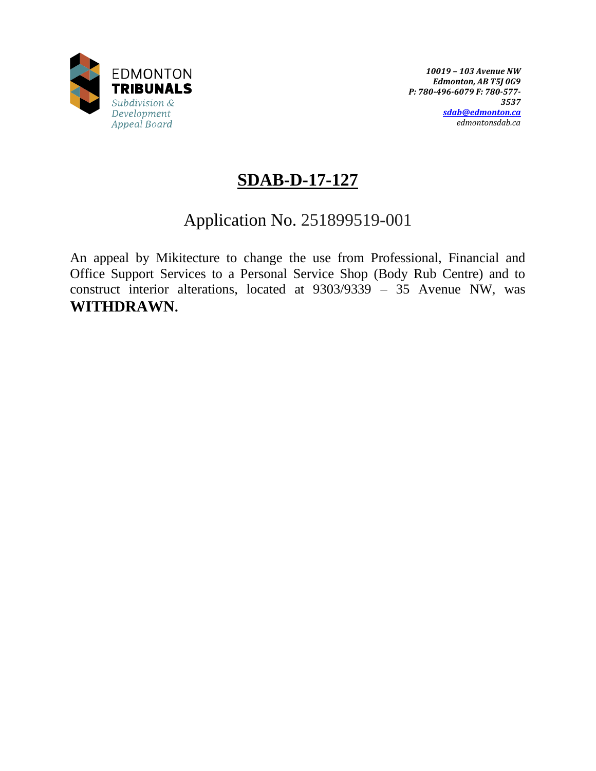EDMONTON
**TRIBUNALS**
*Subdivision & Development Appeal Board*

***10019 – 103 Avenue NW***
***Edmonton, AB T5J 0G9***
***P: 780-496-6079 F: 780-577-3537***
***sdab@edmonton.ca***
*edmontonsdab.ca*

# SDAB-D-17-127

## Application No. 251899519-001

An appeal by Mikitecture to change the use from Professional, Financial and Office Support Services to a Personal Service Shop (Body Rub Centre) and to construct interior alterations, located at 9303/9339 – 35 Avenue NW, was **WITHDRAWN.**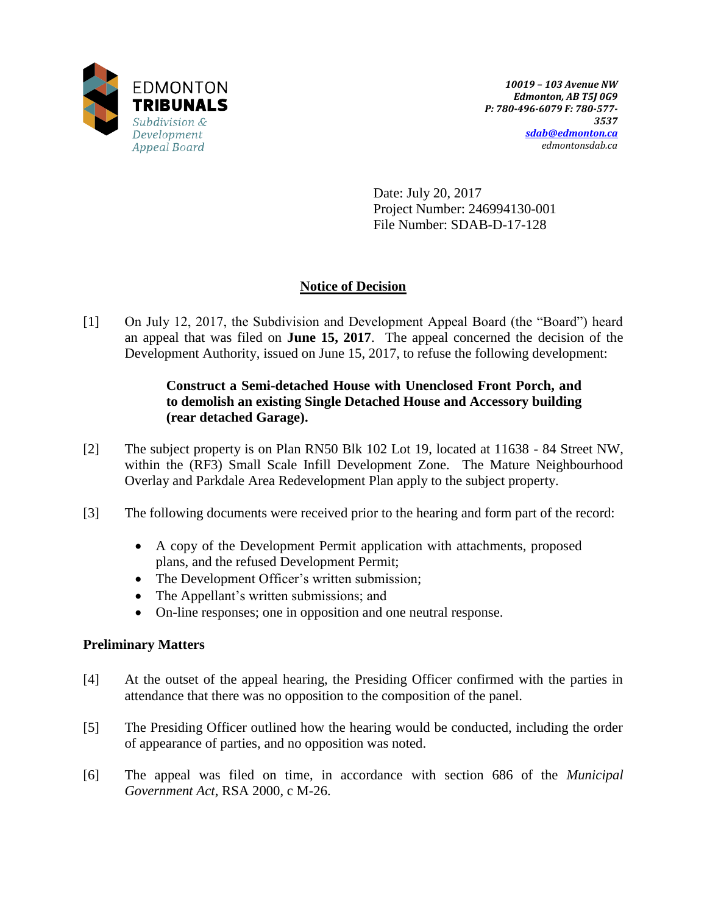EDMONTON
**TRIBUNALS**
*Subdivision & Development Appeal Board*

***10019 – 103 Avenue NW***
***Edmonton, AB T5J 0G9***
***P: 780-496-6079 F: 780-577-3537***
***sdab@edmonton.ca***
*edmontonsdab.ca*

Date: July 20, 2017
Project Number: 246994130-001
File Number: SDAB-D-17-128

## Notice of Decision

[1] On July 12, 2017, the Subdivision and Development Appeal Board (the "Board") heard an appeal that was filed on **June 15, 2017**. The appeal concerned the decision of the Development Authority, issued on June 15, 2017, to refuse the following development:

> **Construct a Semi-detached House with Unenclosed Front Porch, and to demolish an existing Single Detached House and Accessory building (rear detached Garage).**

[2] The subject property is on Plan RN50 Blk 102 Lot 19, located at 11638 - 84 Street NW, within the (RF3) Small Scale Infill Development Zone. The Mature Neighbourhood Overlay and Parkdale Area Redevelopment Plan apply to the subject property.

[3] The following documents were received prior to the hearing and form part of the record:

- A copy of the Development Permit application with attachments, proposed plans, and the refused Development Permit;
- The Development Officer's written submission;
- The Appellant's written submissions; and
- On-line responses; one in opposition and one neutral response.

### Preliminary Matters

[4] At the outset of the appeal hearing, the Presiding Officer confirmed with the parties in attendance that there was no opposition to the composition of the panel.

[5] The Presiding Officer outlined how the hearing would be conducted, including the order of appearance of parties, and no opposition was noted.

[6] The appeal was filed on time, in accordance with section 686 of the *Municipal Government Act*, RSA 2000, c M-26.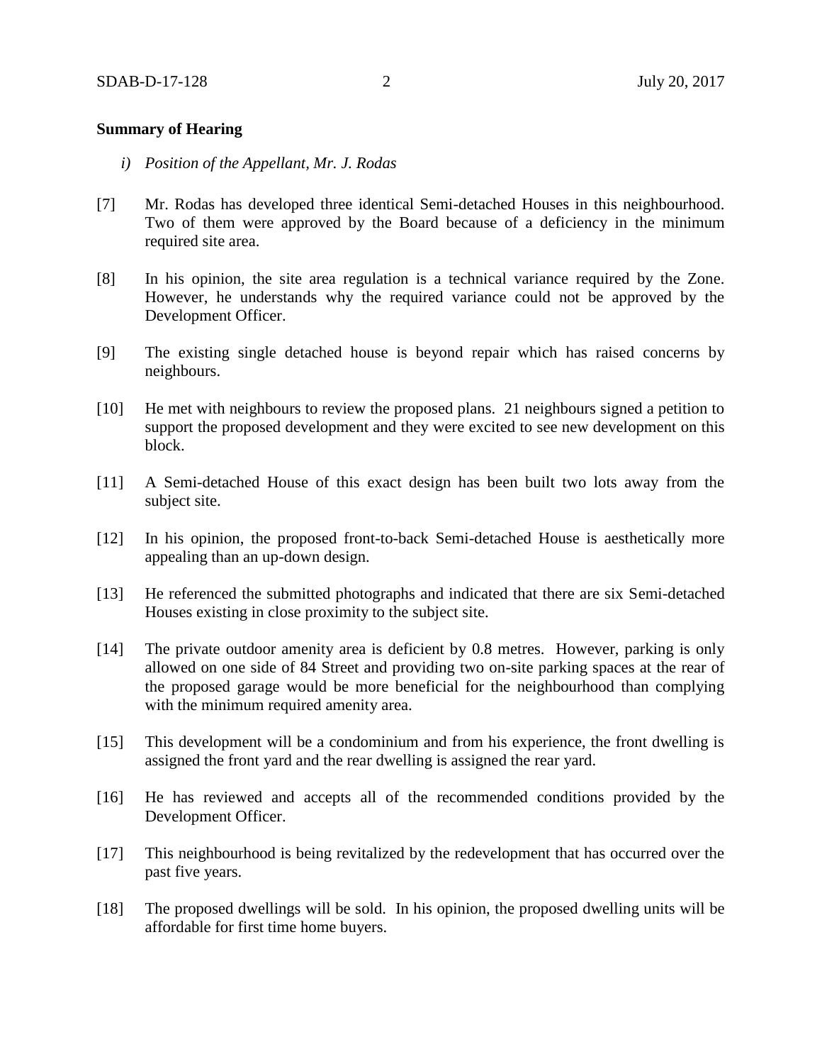**Summary of Hearing**

*i) Position of the Appellant, Mr. J. Rodas*

[7] Mr. Rodas has developed three identical Semi-detached Houses in this neighbourhood. Two of them were approved by the Board because of a deficiency in the minimum required site area.

[8] In his opinion, the site area regulation is a technical variance required by the Zone. However, he understands why the required variance could not be approved by the Development Officer.

[9] The existing single detached house is beyond repair which has raised concerns by neighbours.

[10] He met with neighbours to review the proposed plans. 21 neighbours signed a petition to support the proposed development and they were excited to see new development on this block.

[11] A Semi-detached House of this exact design has been built two lots away from the subject site.

[12] In his opinion, the proposed front-to-back Semi-detached House is aesthetically more appealing than an up-down design.

[13] He referenced the submitted photographs and indicated that there are six Semi-detached Houses existing in close proximity to the subject site.

[14] The private outdoor amenity area is deficient by 0.8 metres. However, parking is only allowed on one side of 84 Street and providing two on-site parking spaces at the rear of the proposed garage would be more beneficial for the neighbourhood than complying with the minimum required amenity area.

[15] This development will be a condominium and from his experience, the front dwelling is assigned the front yard and the rear dwelling is assigned the rear yard.

[16] He has reviewed and accepts all of the recommended conditions provided by the Development Officer.

[17] This neighbourhood is being revitalized by the redevelopment that has occurred over the past five years.

[18] The proposed dwellings will be sold. In his opinion, the proposed dwelling units will be affordable for first time home buyers.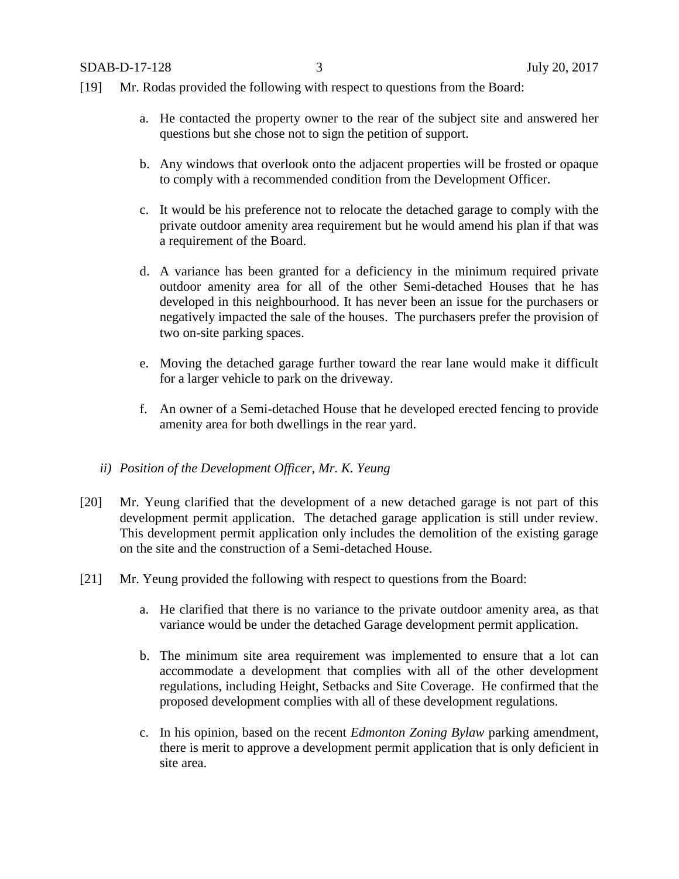[19] Mr. Rodas provided the following with respect to questions from the Board:

a. He contacted the property owner to the rear of the subject site and answered her questions but she chose not to sign the petition of support.

b. Any windows that overlook onto the adjacent properties will be frosted or opaque to comply with a recommended condition from the Development Officer.

c. It would be his preference not to relocate the detached garage to comply with the private outdoor amenity area requirement but he would amend his plan if that was a requirement of the Board.

d. A variance has been granted for a deficiency in the minimum required private outdoor amenity area for all of the other Semi-detached Houses that he has developed in this neighbourhood. It has never been an issue for the purchasers or negatively impacted the sale of the houses. The purchasers prefer the provision of two on-site parking spaces.

e. Moving the detached garage further toward the rear lane would make it difficult for a larger vehicle to park on the driveway.

f. An owner of a Semi-detached House that he developed erected fencing to provide amenity area for both dwellings in the rear yard.

*ii) Position of the Development Officer, Mr. K. Yeung*

[20] Mr. Yeung clarified that the development of a new detached garage is not part of this development permit application. The detached garage application is still under review. This development permit application only includes the demolition of the existing garage on the site and the construction of a Semi-detached House.

[21] Mr. Yeung provided the following with respect to questions from the Board:

a. He clarified that there is no variance to the private outdoor amenity area, as that variance would be under the detached Garage development permit application.

b. The minimum site area requirement was implemented to ensure that a lot can accommodate a development that complies with all of the other development regulations, including Height, Setbacks and Site Coverage. He confirmed that the proposed development complies with all of these development regulations.

c. In his opinion, based on the recent *Edmonton Zoning Bylaw* parking amendment, there is merit to approve a development permit application that is only deficient in site area.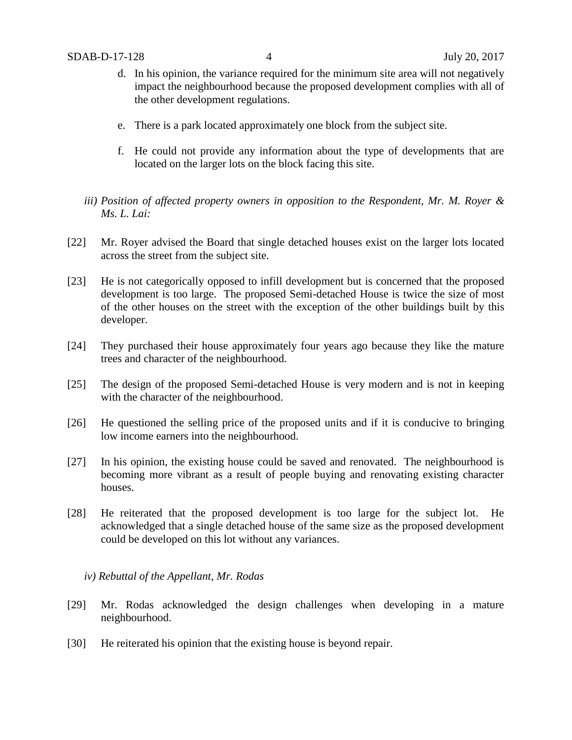d. In his opinion, the variance required for the minimum site area will not negatively impact the neighbourhood because the proposed development complies with all of the other development regulations.

e. There is a park located approximately one block from the subject site.

f. He could not provide any information about the type of developments that are located on the larger lots on the block facing this site.

*iii) Position of affected property owners in opposition to the Respondent, Mr. M. Royer & Ms. L. Lai:*

[22] Mr. Royer advised the Board that single detached houses exist on the larger lots located across the street from the subject site.

[23] He is not categorically opposed to infill development but is concerned that the proposed development is too large. The proposed Semi-detached House is twice the size of most of the other houses on the street with the exception of the other buildings built by this developer.

[24] They purchased their house approximately four years ago because they like the mature trees and character of the neighbourhood.

[25] The design of the proposed Semi-detached House is very modern and is not in keeping with the character of the neighbourhood.

[26] He questioned the selling price of the proposed units and if it is conducive to bringing low income earners into the neighbourhood.

[27] In his opinion, the existing house could be saved and renovated. The neighbourhood is becoming more vibrant as a result of people buying and renovating existing character houses.

[28] He reiterated that the proposed development is too large for the subject lot. He acknowledged that a single detached house of the same size as the proposed development could be developed on this lot without any variances.

*iv) Rebuttal of the Appellant, Mr. Rodas*

[29] Mr. Rodas acknowledged the design challenges when developing in a mature neighbourhood.

[30] He reiterated his opinion that the existing house is beyond repair.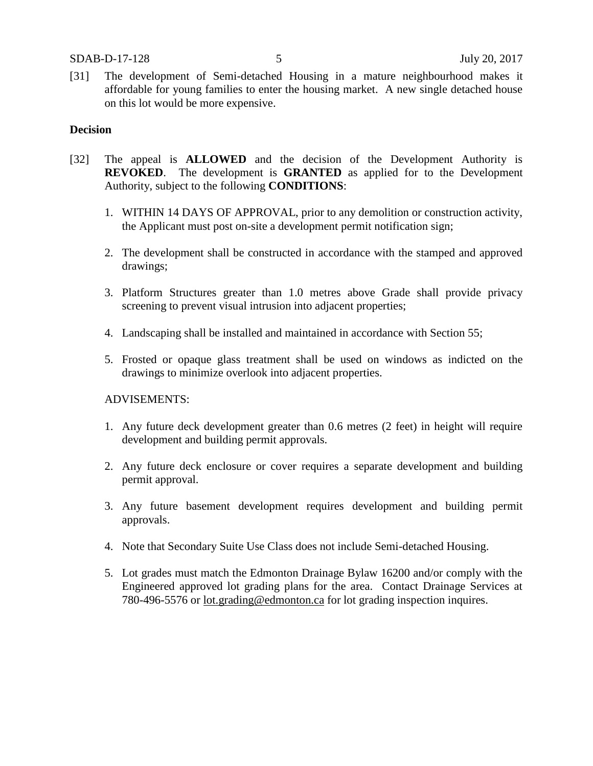[31] The development of Semi-detached Housing in a mature neighbourhood makes it affordable for young families to enter the housing market. A new single detached house on this lot would be more expensive.

**Decision**

[32] The appeal is **ALLOWED** and the decision of the Development Authority is **REVOKED**. The development is **GRANTED** as applied for to the Development Authority, subject to the following **CONDITIONS**:

1. WITHIN 14 DAYS OF APPROVAL, prior to any demolition or construction activity, the Applicant must post on-site a development permit notification sign;

2. The development shall be constructed in accordance with the stamped and approved drawings;

3. Platform Structures greater than 1.0 metres above Grade shall provide privacy screening to prevent visual intrusion into adjacent properties;

4. Landscaping shall be installed and maintained in accordance with Section 55;

5. Frosted or opaque glass treatment shall be used on windows as indicted on the drawings to minimize overlook into adjacent properties.

ADVISEMENTS:

1. Any future deck development greater than 0.6 metres (2 feet) in height will require development and building permit approvals.

2. Any future deck enclosure or cover requires a separate development and building permit approval.

3. Any future basement development requires development and building permit approvals.

4. Note that Secondary Suite Use Class does not include Semi-detached Housing.

5. Lot grades must match the Edmonton Drainage Bylaw 16200 and/or comply with the Engineered approved lot grading plans for the area. Contact Drainage Services at 780-496-5576 or lot.grading@edmonton.ca for lot grading inspection inquires.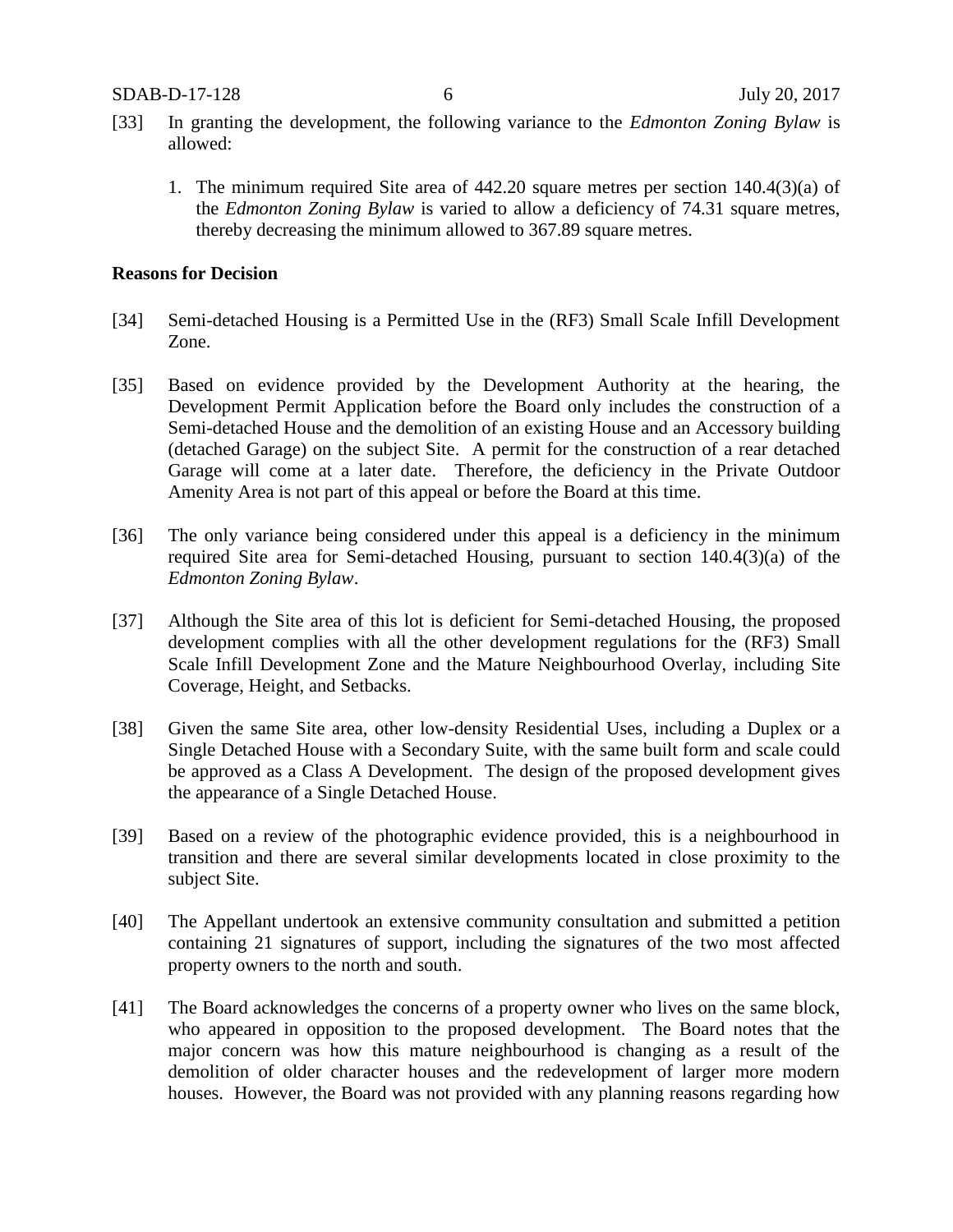[33] In granting the development, the following variance to the *Edmonton Zoning Bylaw* is allowed:

1. The minimum required Site area of 442.20 square metres per section 140.4(3)(a) of the *Edmonton Zoning Bylaw* is varied to allow a deficiency of 74.31 square metres, thereby decreasing the minimum allowed to 367.89 square metres.

**Reasons for Decision**

[34] Semi-detached Housing is a Permitted Use in the (RF3) Small Scale Infill Development Zone.

[35] Based on evidence provided by the Development Authority at the hearing, the Development Permit Application before the Board only includes the construction of a Semi-detached House and the demolition of an existing House and an Accessory building (detached Garage) on the subject Site. A permit for the construction of a rear detached Garage will come at a later date. Therefore, the deficiency in the Private Outdoor Amenity Area is not part of this appeal or before the Board at this time.

[36] The only variance being considered under this appeal is a deficiency in the minimum required Site area for Semi-detached Housing, pursuant to section 140.4(3)(a) of the *Edmonton Zoning Bylaw*.

[37] Although the Site area of this lot is deficient for Semi-detached Housing, the proposed development complies with all the other development regulations for the (RF3) Small Scale Infill Development Zone and the Mature Neighbourhood Overlay, including Site Coverage, Height, and Setbacks.

[38] Given the same Site area, other low-density Residential Uses, including a Duplex or a Single Detached House with a Secondary Suite, with the same built form and scale could be approved as a Class A Development. The design of the proposed development gives the appearance of a Single Detached House.

[39] Based on a review of the photographic evidence provided, this is a neighbourhood in transition and there are several similar developments located in close proximity to the subject Site.

[40] The Appellant undertook an extensive community consultation and submitted a petition containing 21 signatures of support, including the signatures of the two most affected property owners to the north and south.

[41] The Board acknowledges the concerns of a property owner who lives on the same block, who appeared in opposition to the proposed development. The Board notes that the major concern was how this mature neighbourhood is changing as a result of the demolition of older character houses and the redevelopment of larger more modern houses. However, the Board was not provided with any planning reasons regarding how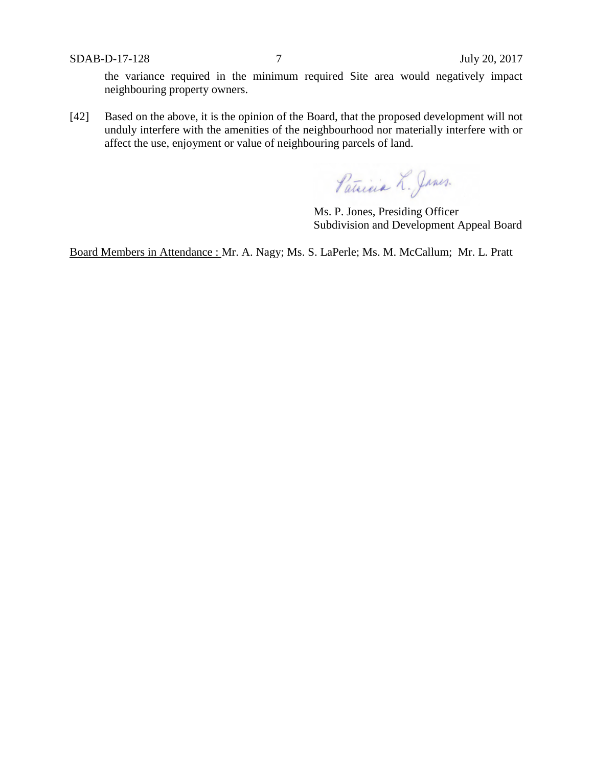the variance required in the minimum required Site area would negatively impact neighbouring property owners.

[42] Based on the above, it is the opinion of the Board, that the proposed development will not unduly interfere with the amenities of the neighbourhood nor materially interfere with or affect the use, enjoyment or value of neighbouring parcels of land.

Ms. P. Jones, Presiding Officer
Subdivision and Development Appeal Board

Board Members in Attendance : Mr. A. Nagy; Ms. S. LaPerle; Ms. M. McCallum; Mr. L. Pratt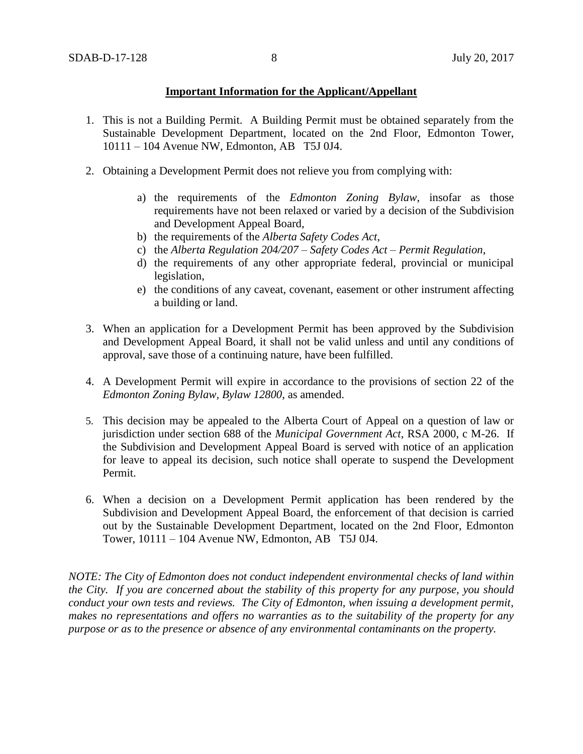**Important Information for the Applicant/Appellant**

1. This is not a Building Permit. A Building Permit must be obtained separately from the Sustainable Development Department, located on the 2nd Floor, Edmonton Tower, 10111 – 104 Avenue NW, Edmonton, AB T5J 0J4.

2. Obtaining a Development Permit does not relieve you from complying with:

    a) the requirements of the *Edmonton Zoning Bylaw*, insofar as those requirements have not been relaxed or varied by a decision of the Subdivision and Development Appeal Board,
    b) the requirements of the *Alberta Safety Codes Act*,
    c) the *Alberta Regulation 204/207 – Safety Codes Act – Permit Regulation*,
    d) the requirements of any other appropriate federal, provincial or municipal legislation,
    e) the conditions of any caveat, covenant, easement or other instrument affecting a building or land.

3. When an application for a Development Permit has been approved by the Subdivision and Development Appeal Board, it shall not be valid unless and until any conditions of approval, save those of a continuing nature, have been fulfilled.

4. A Development Permit will expire in accordance to the provisions of section 22 of the *Edmonton Zoning Bylaw, Bylaw 12800*, as amended.

5. This decision may be appealed to the Alberta Court of Appeal on a question of law or jurisdiction under section 688 of the *Municipal Government Act*, RSA 2000, c M-26. If the Subdivision and Development Appeal Board is served with notice of an application for leave to appeal its decision, such notice shall operate to suspend the Development Permit.

6. When a decision on a Development Permit application has been rendered by the Subdivision and Development Appeal Board, the enforcement of that decision is carried out by the Sustainable Development Department, located on the 2nd Floor, Edmonton Tower, 10111 – 104 Avenue NW, Edmonton, AB T5J 0J4.

*NOTE: The City of Edmonton does not conduct independent environmental checks of land within the City. If you are concerned about the stability of this property for any purpose, you should conduct your own tests and reviews. The City of Edmonton, when issuing a development permit, makes no representations and offers no warranties as to the suitability of the property for any purpose or as to the presence or absence of any environmental contaminants on the property.*